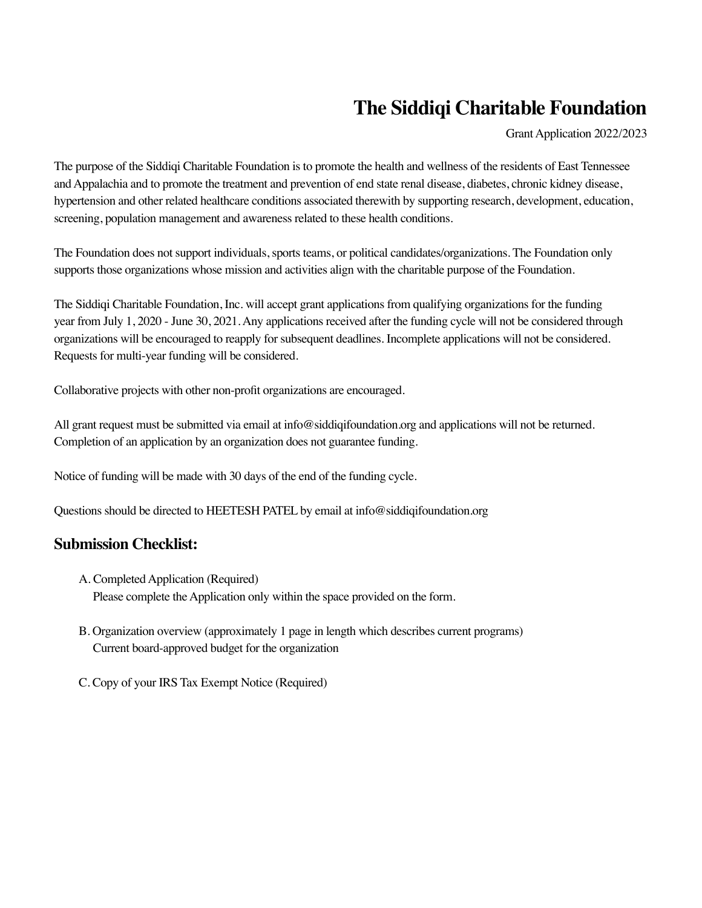# The Siddiqi Charitable Foundation

Grant Application 2022/2023

The purpose of the Siddiqi Charitable Foundation is to promote the health and wellness of the residents of East Tennessee and Appalachia and to promote the treatment and prevention of end state renal disease, diabetes, chronic kidney disease, hypertension and other related healthcare conditions associated therewith by supporting research, development, education, screening, population management and awareness related to these health conditions.

The Foundation does not support individuals, sports teams, or political candidates/organizations. The Foundation only supports those organizations whose mission and activities align with the charitable purpose of the Foundation.

The Siddiqi Charitable Foundation, Inc. will accept grant applications from qualifying organizations for the funding year from July 1, 2020 - June 30, 2021. Any applications received after the funding cycle will not be considered through organizations will be encouraged to reapply for subsequent deadlines. Incomplete applications will not be considered. Requests for multi-year funding will be considered.

Collaborative projects with other non-profit organizations are encouraged.

All grant request must be submitted via email at info@siddiqifoundation.org and applications will not be returned. Completion of an application by an organization does not guarantee funding.

Notice of funding will be made with 30 days of the end of the funding cycle.

Questions should be directed to HEETESH PATEL by email at info@siddiqifoundation.org

## Submission Checklist:

A. Completed Application (Required)
   Please complete the Application only within the space provided on the form.

B. Organization overview (approximately 1 page in length which describes current programs)
   Current board-approved budget for the organization

C. Copy of your IRS Tax Exempt Notice (Required)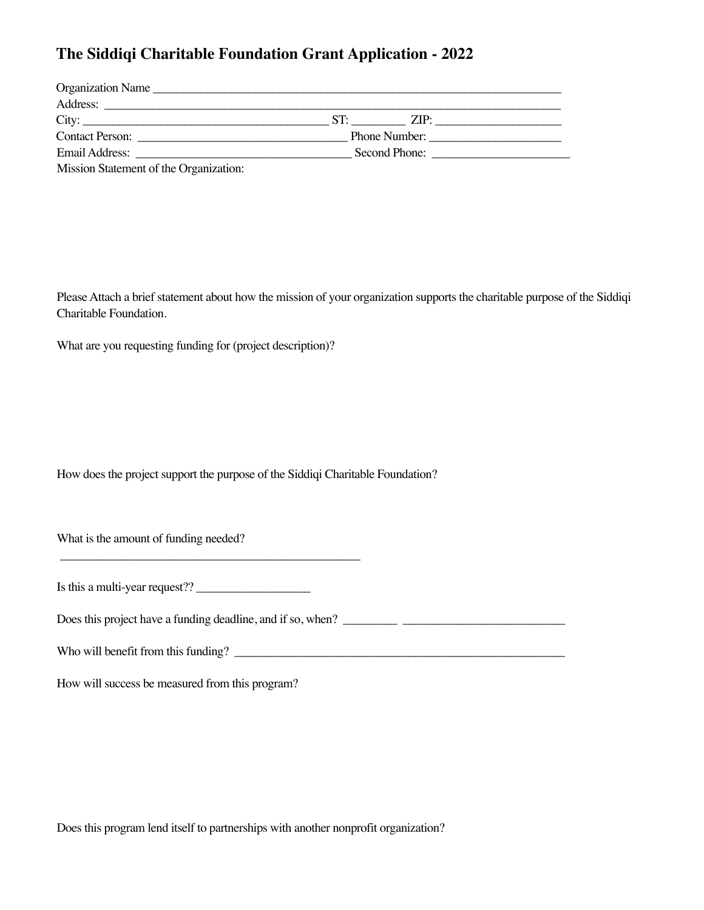# The Siddiqi Charitable Foundation Grant Application - 2022

Organization Name ___________________________________________________________________________

Address: ____________________________________________________________________________

City: ___________________________________________ ST: _________ ZIP: _____________________

Contact Person: ___________________________________ Phone Number: ______________________

Email Address: ____________________________________ Second Phone: _______________________

Mission Statement of the Organization:

Please Attach a brief statement about how the mission of your organization supports the charitable purpose of the Siddiqi Charitable Foundation.

What are you requesting funding for (project description)?

How does the project support the purpose of the Siddiqi Charitable Foundation?

What is the amount of funding needed?

_____________________________________________________

Is this a multi-year request?? ___________________

Does this project have a funding deadline, and if so, when? _________ ___________________________

Who will benefit from this funding? __________________________________________________________

How will success be measured from this program?

Does this program lend itself to partnerships with another nonprofit organization?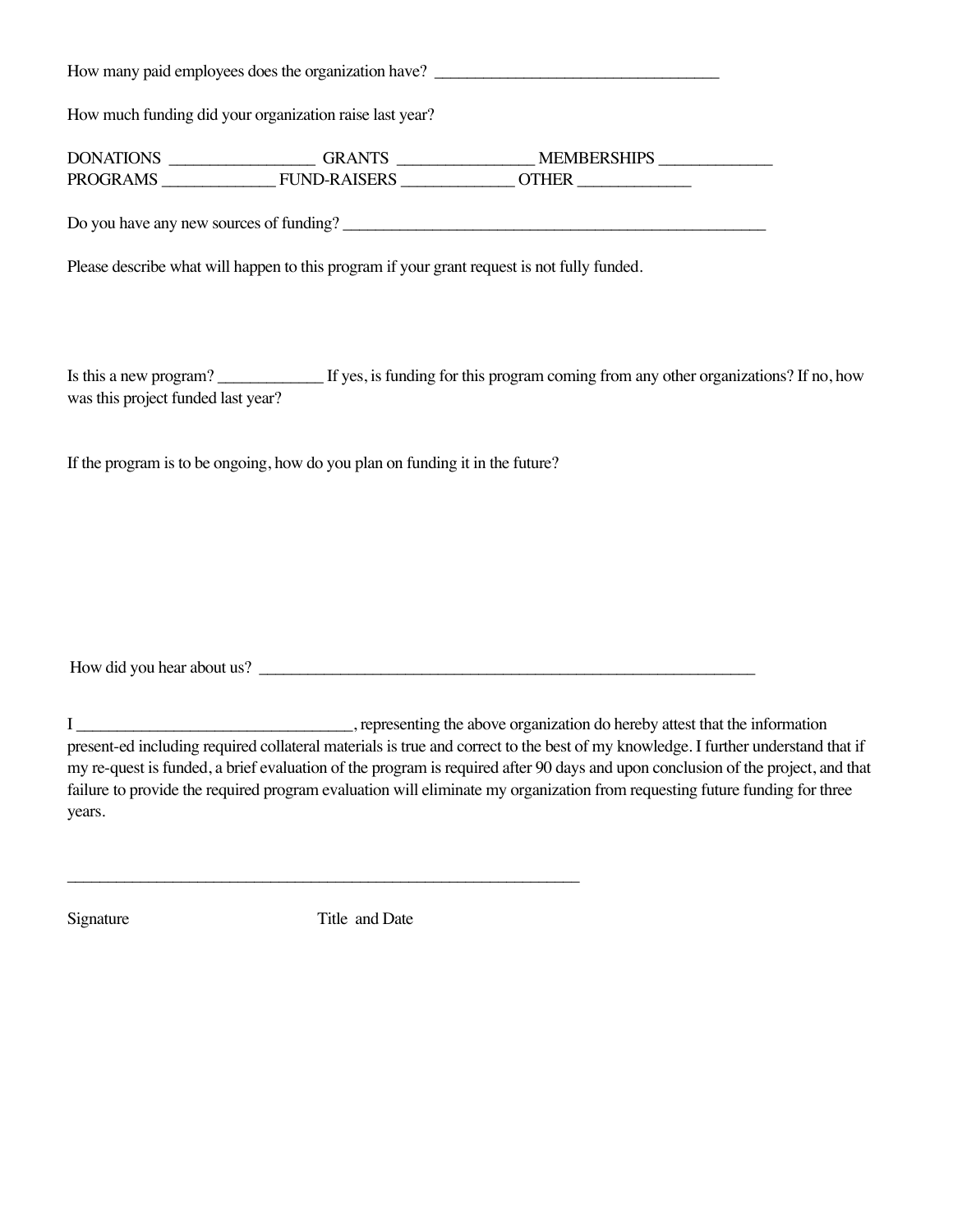How many paid employees does the organization have? ___________________________________

How much funding did your organization raise last year?

DONATIONS __________________ GRANTS _________________ MEMBERSHIPS ______________
PROGRAMS ______________ FUND-RAISERS ______________ OTHER ______________

Do you have any new sources of funding? ____________________________________________________

Please describe what will happen to this program if your grant request is not fully funded.

Is this a new program? _____________ If yes, is funding for this program coming from any other organizations? If no, how was this project funded last year?

If the program is to be ongoing, how do you plan on funding it in the future?

How did you hear about us? ______________________________________________________________

I __________________________________, representing the above organization do hereby attest that the information present-ed including required collateral materials is true and correct to the best of my knowledge. I further understand that if my re-quest is funded, a brief evaluation of the program is required after 90 days and upon conclusion of the project, and that failure to provide the required program evaluation will eliminate my organization from requesting future funding for three years.

_______________________________________________________________

Signature Title and Date